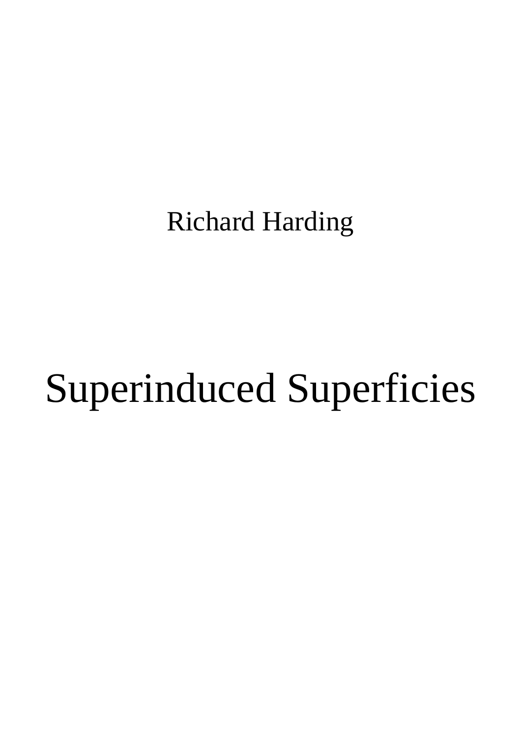Richard Harding

# Superinduced Superficies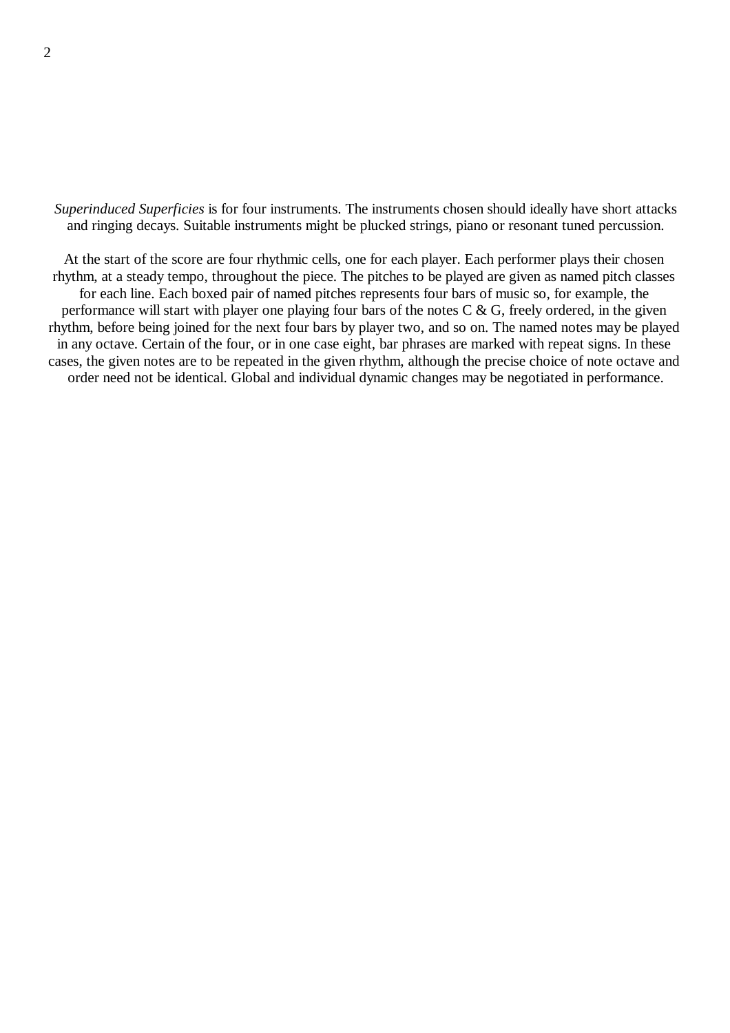*Superinduced Superficies* is for four instruments. The instruments chosen should ideally have short attacks and ringing decays. Suitable instruments might be plucked strings, piano or resonant tuned percussion.

At the start of the score are four rhythmic cells, one for each player. Each performer plays their chosen rhythm, at a steady tempo, throughout the piece. The pitches to be played are given as named pitch classes for each line. Each boxed pair of named pitches represents four bars of music so, for example, the performance will start with player one playing four bars of the notes C & G, freely ordered, in the given rhythm, before being joined for the next four bars by player two, and so on. The named notes may be played in any octave. Certain of the four, or in one case eight, bar phrases are marked with repeat signs. In these cases, the given notes are to be repeated in the given rhythm, although the precise choice of note octave and order need not be identical. Global and individual dynamic changes may be negotiated in performance.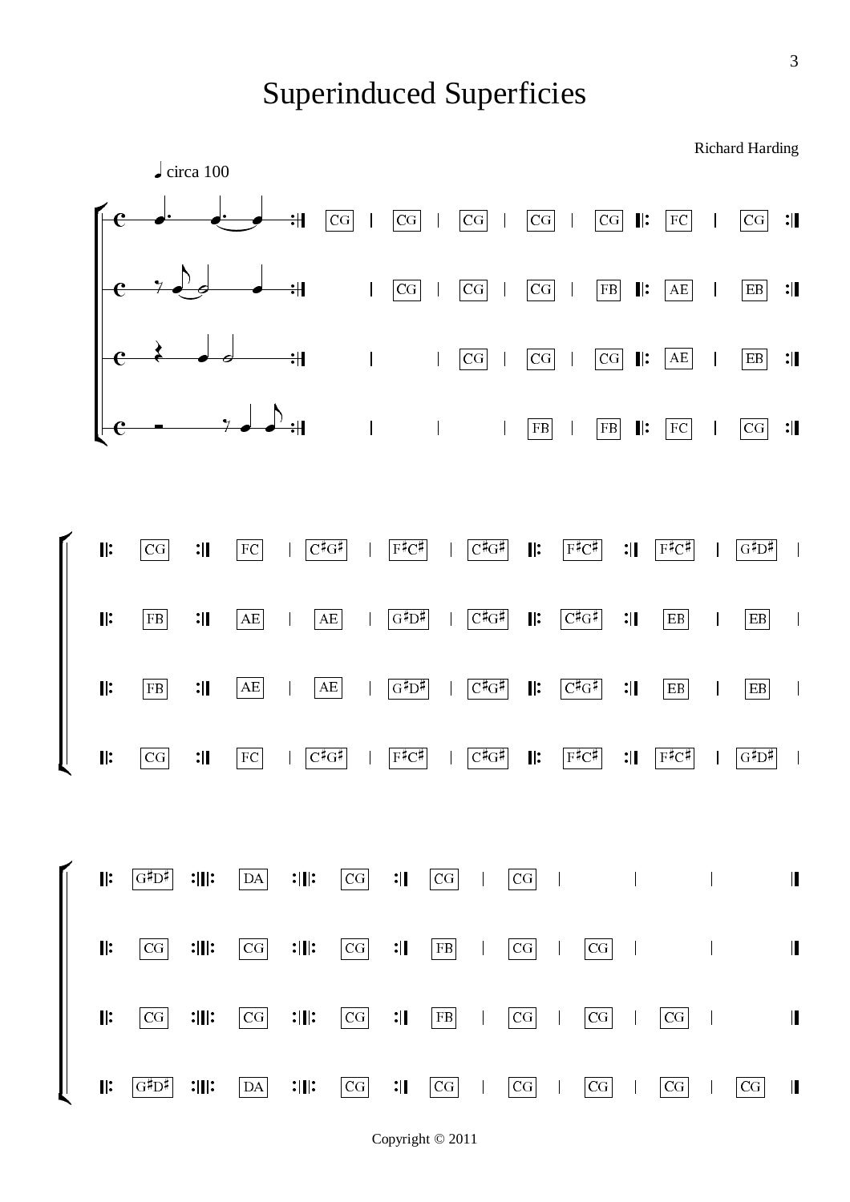# Superinduced Superficies

Richard Harding

♩ circa 100

Copyright © 2011